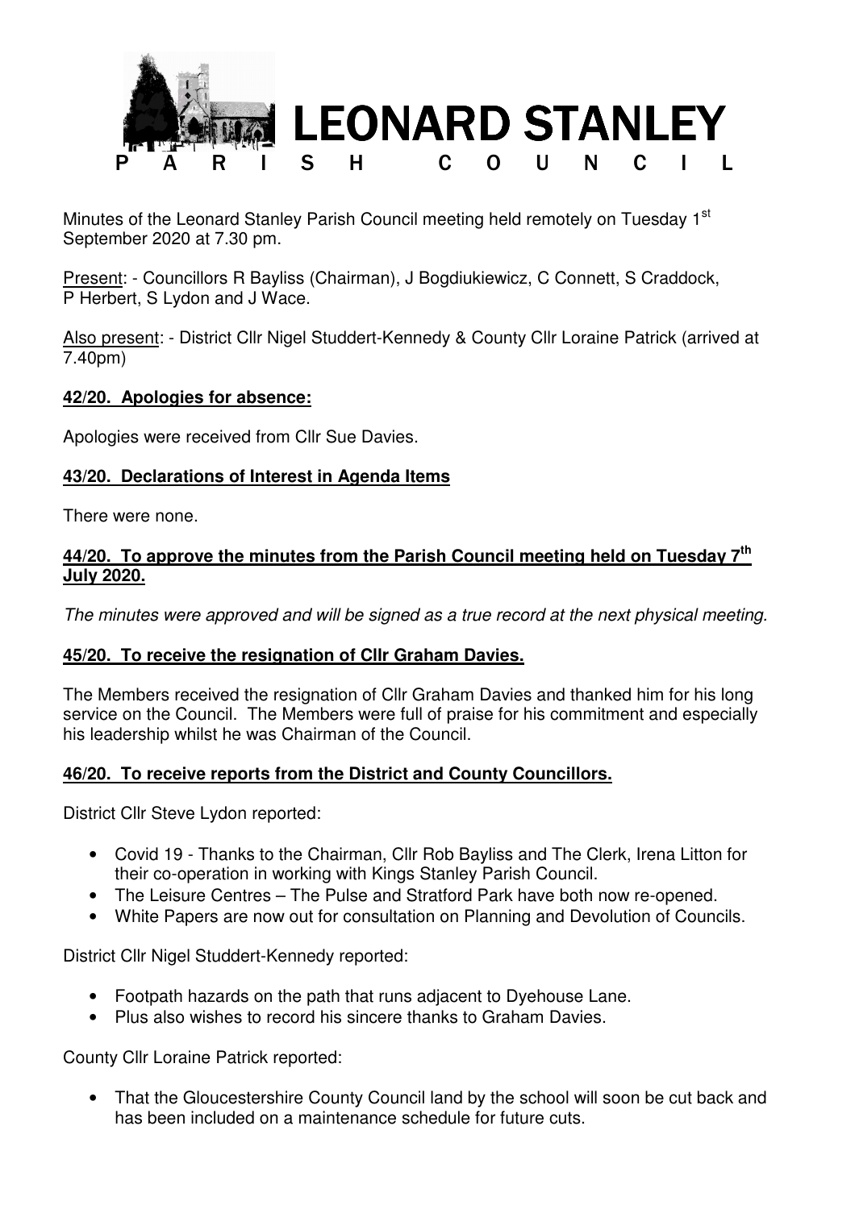# LEONARD STANLEY PARISH COUNCIL

Minutes of the Leonard Stanley Parish Council meeting held remotely on Tuesday 1st September 2020 at 7.30 pm.

Present: - Councillors R Bayliss (Chairman), J Bogdiukiewicz, C Connett, S Craddock, P Herbert, S Lydon and J Wace.

Also present: - District Cllr Nigel Studdert-Kennedy & County Cllr Loraine Patrick (arrived at 7.40pm)

## 42/20. Apologies for absence:

Apologies were received from Cllr Sue Davies.

## 43/20. Declarations of Interest in Agenda Items

There were none.

## 44/20. To approve the minutes from the Parish Council meeting held on Tuesday 7th July 2020.

*The minutes were approved and will be signed as a true record at the next physical meeting.*

## 45/20. To receive the resignation of Cllr Graham Davies.

The Members received the resignation of Cllr Graham Davies and thanked him for his long service on the Council. The Members were full of praise for his commitment and especially his leadership whilst he was Chairman of the Council.

## 46/20. To receive reports from the District and County Councillors.

District Cllr Steve Lydon reported:

- Covid 19 - Thanks to the Chairman, Cllr Rob Bayliss and The Clerk, Irena Litton for their co-operation in working with Kings Stanley Parish Council.
- The Leisure Centres – The Pulse and Stratford Park have both now re-opened.
- White Papers are now out for consultation on Planning and Devolution of Councils.

District Cllr Nigel Studdert-Kennedy reported:

- Footpath hazards on the path that runs adjacent to Dyehouse Lane.
- Plus also wishes to record his sincere thanks to Graham Davies.

County Cllr Loraine Patrick reported:

- That the Gloucestershire County Council land by the school will soon be cut back and has been included on a maintenance schedule for future cuts.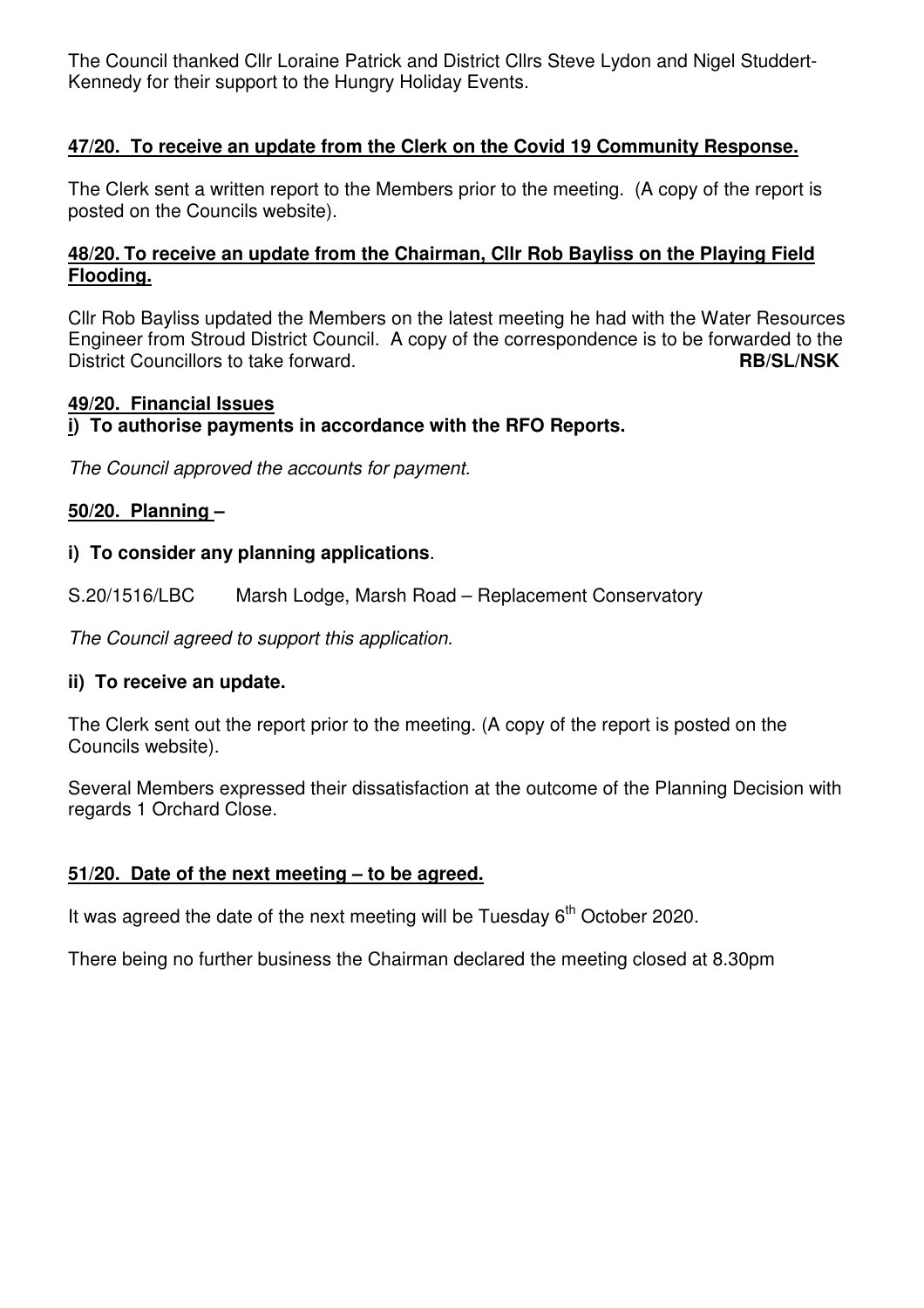The Council thanked Cllr Loraine Patrick and District Cllrs Steve Lydon and Nigel Studdert-Kennedy for their support to the Hungry Holiday Events.

**47/20. To receive an update from the Clerk on the Covid 19 Community Response.**

The Clerk sent a written report to the Members prior to the meeting. (A copy of the report is posted on the Councils website).

**48/20. To receive an update from the Chairman, Cllr Rob Bayliss on the Playing Field Flooding.**

Cllr Rob Bayliss updated the Members on the latest meeting he had with the Water Resources Engineer from Stroud District Council. A copy of the correspondence is to be forwarded to the District Councillors to take forward. **RB/SL/NSK**

**49/20. Financial Issues**

**i) To authorise payments in accordance with the RFO Reports.**

*The Council approved the accounts for payment.*

**50/20. Planning –**

**i) To consider any planning applications**.

S.20/1516/LBC Marsh Lodge, Marsh Road – Replacement Conservatory

*The Council agreed to support this application.*

**ii) To receive an update.**

The Clerk sent out the report prior to the meeting. (A copy of the report is posted on the Councils website).

Several Members expressed their dissatisfaction at the outcome of the Planning Decision with regards 1 Orchard Close.

**51/20. Date of the next meeting – to be agreed.**

It was agreed the date of the next meeting will be Tuesday 6th October 2020.

There being no further business the Chairman declared the meeting closed at 8.30pm